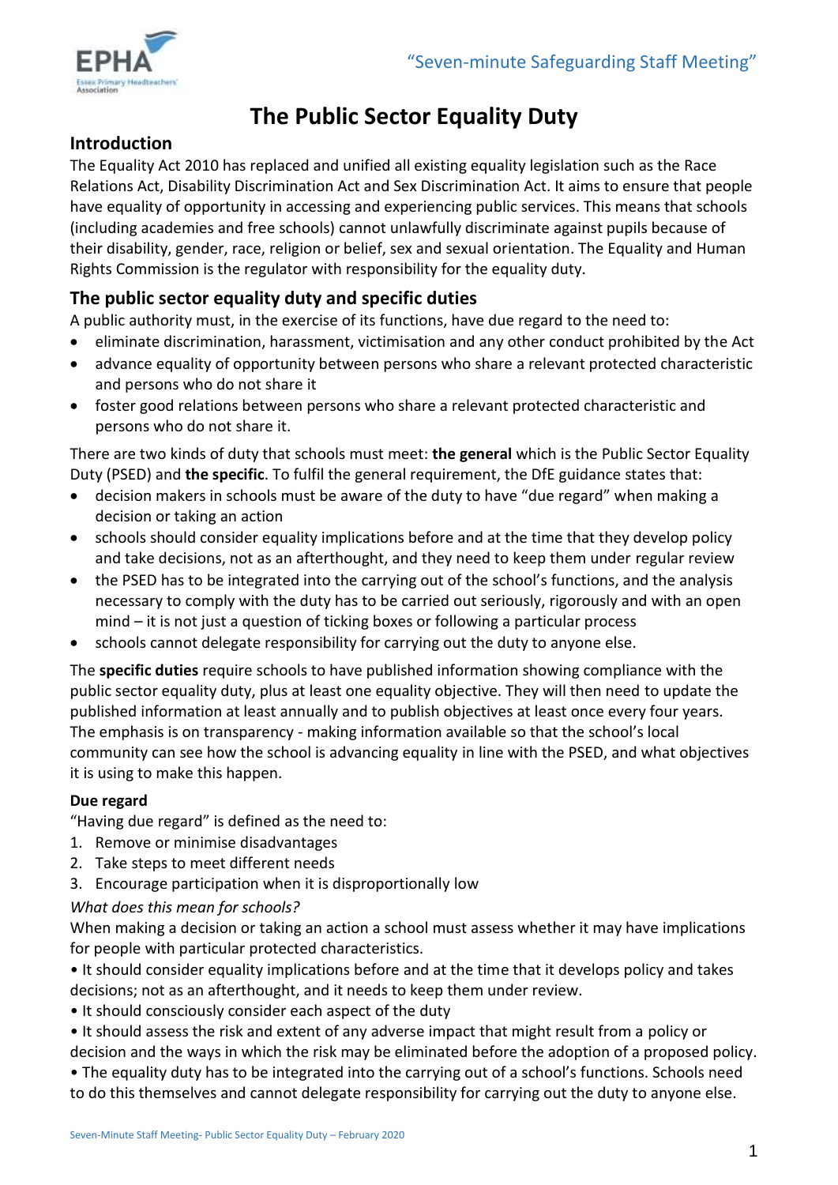# The Public Sector Equality Duty

## Introduction

The Equality Act 2010 has replaced and unified all existing equality legislation such as the Race Relations Act, Disability Discrimination Act and Sex Discrimination Act. It aims to ensure that people have equality of opportunity in accessing and experiencing public services. This means that schools (including academies and free schools) cannot unlawfully discriminate against pupils because of their disability, gender, race, religion or belief, sex and sexual orientation. The Equality and Human Rights Commission is the regulator with responsibility for the equality duty.

## The public sector equality duty and specific duties

A public authority must, in the exercise of its functions, have due regard to the need to:

- eliminate discrimination, harassment, victimisation and any other conduct prohibited by the Act
- advance equality of opportunity between persons who share a relevant protected characteristic and persons who do not share it
- foster good relations between persons who share a relevant protected characteristic and persons who do not share it.

There are two kinds of duty that schools must meet: **the general** which is the Public Sector Equality Duty (PSED) and **the specific**. To fulfil the general requirement, the DfE guidance states that:

- decision makers in schools must be aware of the duty to have "due regard" when making a decision or taking an action
- schools should consider equality implications before and at the time that they develop policy and take decisions, not as an afterthought, and they need to keep them under regular review
- the PSED has to be integrated into the carrying out of the school's functions, and the analysis necessary to comply with the duty has to be carried out seriously, rigorously and with an open mind – it is not just a question of ticking boxes or following a particular process
- schools cannot delegate responsibility for carrying out the duty to anyone else.

The **specific duties** require schools to have published information showing compliance with the public sector equality duty, plus at least one equality objective. They will then need to update the published information at least annually and to publish objectives at least once every four years. The emphasis is on transparency - making information available so that the school's local community can see how the school is advancing equality in line with the PSED, and what objectives it is using to make this happen.

### Due regard

"Having due regard" is defined as the need to:

1. Remove or minimise disadvantages
2. Take steps to meet different needs
3. Encourage participation when it is disproportionally low

*What does this mean for schools?*

When making a decision or taking an action a school must assess whether it may have implications for people with particular protected characteristics.

- It should consider equality implications before and at the time that it develops policy and takes decisions; not as an afterthought, and it needs to keep them under review.
- It should consciously consider each aspect of the duty
- It should assess the risk and extent of any adverse impact that might result from a policy or decision and the ways in which the risk may be eliminated before the adoption of a proposed policy.
- The equality duty has to be integrated into the carrying out of a school's functions. Schools need to do this themselves and cannot delegate responsibility for carrying out the duty to anyone else.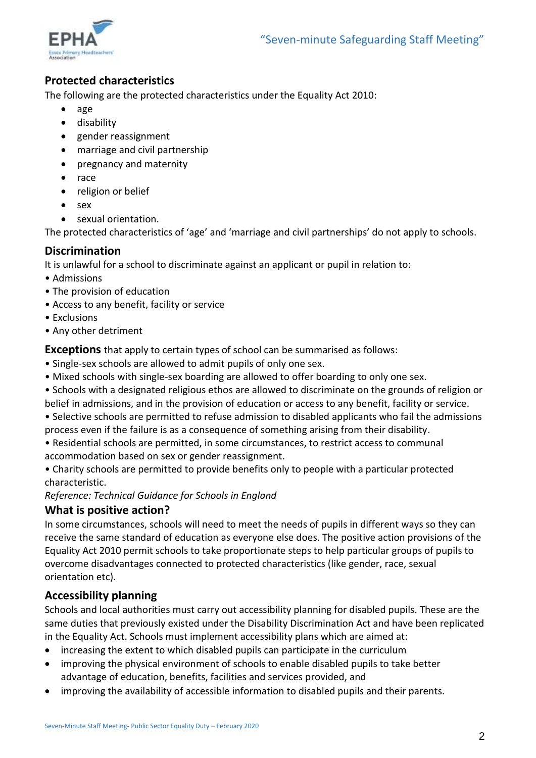## Protected characteristics

The following are the protected characteristics under the Equality Act 2010:

- age
- disability
- gender reassignment
- marriage and civil partnership
- pregnancy and maternity
- race
- religion or belief
- sex
- sexual orientation.

The protected characteristics of 'age' and 'marriage and civil partnerships' do not apply to schools.

## Discrimination

It is unlawful for a school to discriminate against an applicant or pupil in relation to:

- Admissions
- The provision of education
- Access to any benefit, facility or service
- Exclusions
- Any other detriment

**Exceptions** that apply to certain types of school can be summarised as follows:

- Single-sex schools are allowed to admit pupils of only one sex.
- Mixed schools with single-sex boarding are allowed to offer boarding to only one sex.
- Schools with a designated religious ethos are allowed to discriminate on the grounds of religion or belief in admissions, and in the provision of education or access to any benefit, facility or service.
- Selective schools are permitted to refuse admission to disabled applicants who fail the admissions process even if the failure is as a consequence of something arising from their disability.
- Residential schools are permitted, in some circumstances, to restrict access to communal accommodation based on sex or gender reassignment.
- Charity schools are permitted to provide benefits only to people with a particular protected characteristic.

*Reference: Technical Guidance for Schools in England*

## What is positive action?

In some circumstances, schools will need to meet the needs of pupils in different ways so they can receive the same standard of education as everyone else does. The positive action provisions of the Equality Act 2010 permit schools to take proportionate steps to help particular groups of pupils to overcome disadvantages connected to protected characteristics (like gender, race, sexual orientation etc).

## Accessibility planning

Schools and local authorities must carry out accessibility planning for disabled pupils. These are the same duties that previously existed under the Disability Discrimination Act and have been replicated in the Equality Act. Schools must implement accessibility plans which are aimed at:

- increasing the extent to which disabled pupils can participate in the curriculum
- improving the physical environment of schools to enable disabled pupils to take better advantage of education, benefits, facilities and services provided, and
- improving the availability of accessible information to disabled pupils and their parents.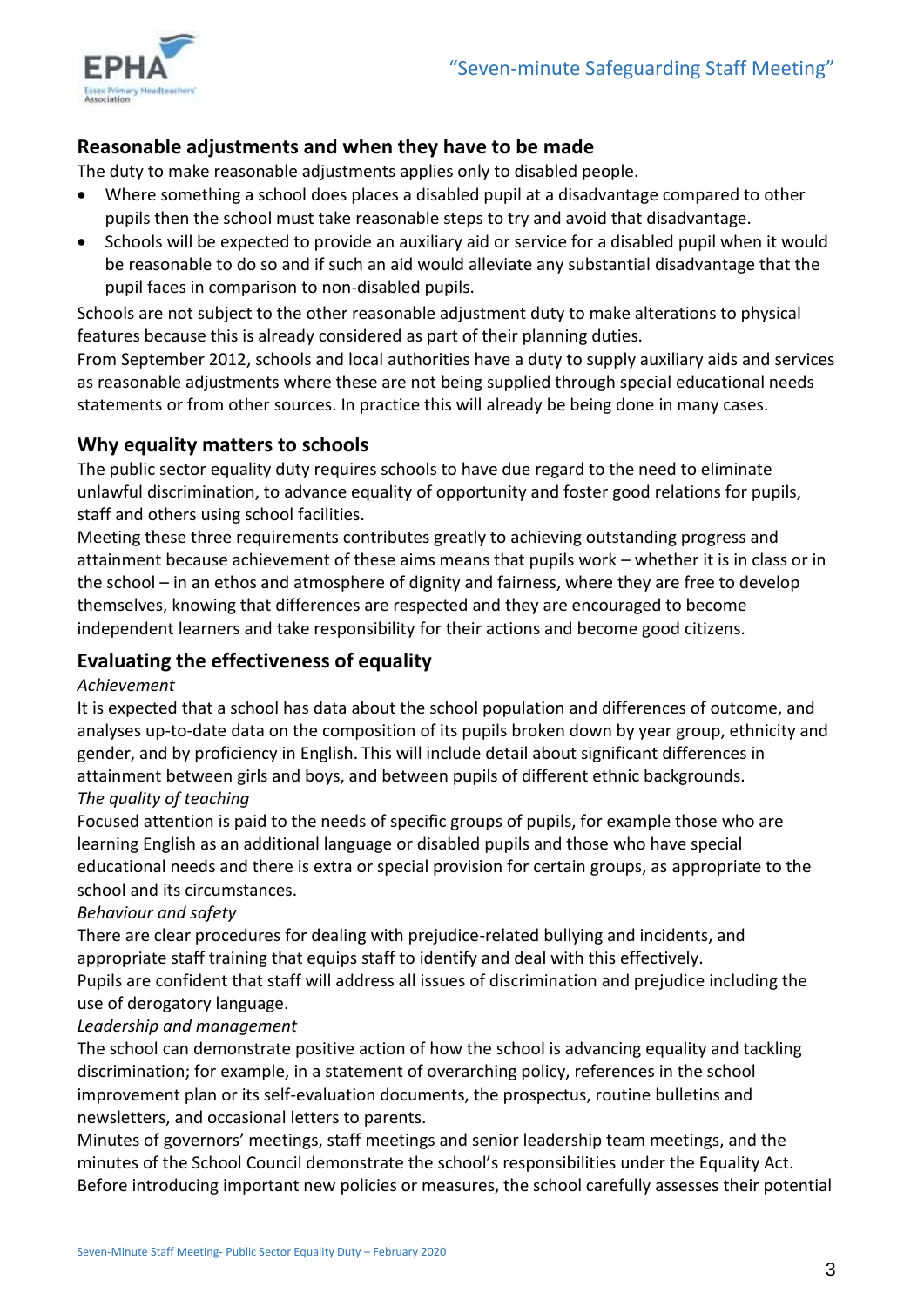## Reasonable adjustments and when they have to be made

The duty to make reasonable adjustments applies only to disabled people.

- Where something a school does places a disabled pupil at a disadvantage compared to other pupils then the school must take reasonable steps to try and avoid that disadvantage.
- Schools will be expected to provide an auxiliary aid or service for a disabled pupil when it would be reasonable to do so and if such an aid would alleviate any substantial disadvantage that the pupil faces in comparison to non-disabled pupils.

Schools are not subject to the other reasonable adjustment duty to make alterations to physical features because this is already considered as part of their planning duties.

From September 2012, schools and local authorities have a duty to supply auxiliary aids and services as reasonable adjustments where these are not being supplied through special educational needs statements or from other sources. In practice this will already be being done in many cases.

## Why equality matters to schools

The public sector equality duty requires schools to have due regard to the need to eliminate unlawful discrimination, to advance equality of opportunity and foster good relations for pupils, staff and others using school facilities.

Meeting these three requirements contributes greatly to achieving outstanding progress and attainment because achievement of these aims means that pupils work – whether it is in class or in the school – in an ethos and atmosphere of dignity and fairness, where they are free to develop themselves, knowing that differences are respected and they are encouraged to become independent learners and take responsibility for their actions and become good citizens.

## Evaluating the effectiveness of equality

*Achievement*

It is expected that a school has data about the school population and differences of outcome, and analyses up-to-date data on the composition of its pupils broken down by year group, ethnicity and gender, and by proficiency in English. This will include detail about significant differences in attainment between girls and boys, and between pupils of different ethnic backgrounds.

*The quality of teaching*

Focused attention is paid to the needs of specific groups of pupils, for example those who are learning English as an additional language or disabled pupils and those who have special educational needs and there is extra or special provision for certain groups, as appropriate to the school and its circumstances.

*Behaviour and safety*

There are clear procedures for dealing with prejudice-related bullying and incidents, and appropriate staff training that equips staff to identify and deal with this effectively.

Pupils are confident that staff will address all issues of discrimination and prejudice including the use of derogatory language.

*Leadership and management*

The school can demonstrate positive action of how the school is advancing equality and tackling discrimination; for example, in a statement of overarching policy, references in the school improvement plan or its self-evaluation documents, the prospectus, routine bulletins and newsletters, and occasional letters to parents.

Minutes of governors' meetings, staff meetings and senior leadership team meetings, and the minutes of the School Council demonstrate the school's responsibilities under the Equality Act.

Before introducing important new policies or measures, the school carefully assesses their potential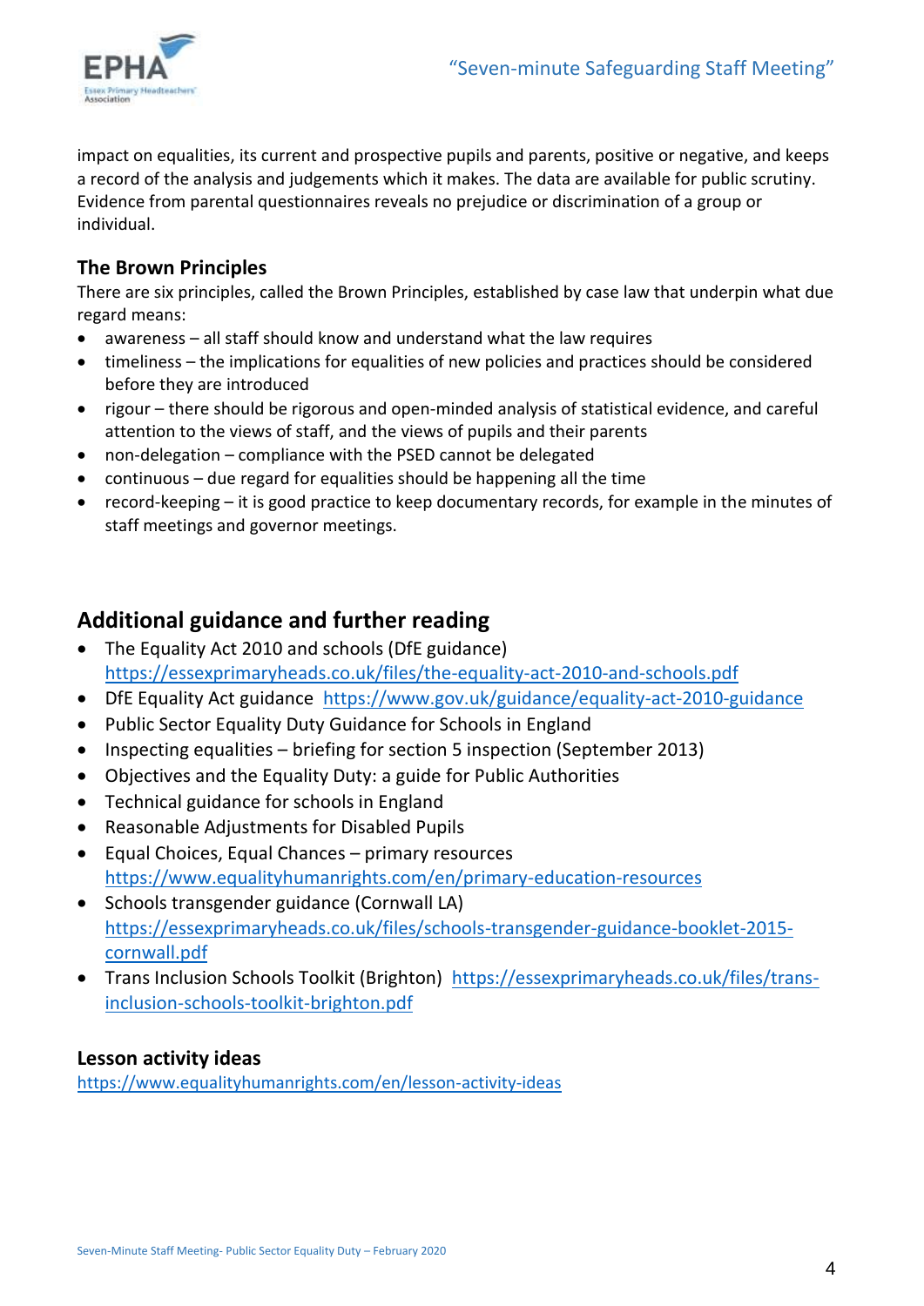impact on equalities, its current and prospective pupils and parents, positive or negative, and keeps a record of the analysis and judgements which it makes. The data are available for public scrutiny. Evidence from parental questionnaires reveals no prejudice or discrimination of a group or individual.

### The Brown Principles

There are six principles, called the Brown Principles, established by case law that underpin what due regard means:

- awareness – all staff should know and understand what the law requires
- timeliness – the implications for equalities of new policies and practices should be considered before they are introduced
- rigour – there should be rigorous and open-minded analysis of statistical evidence, and careful attention to the views of staff, and the views of pupils and their parents
- non-delegation – compliance with the PSED cannot be delegated
- continuous – due regard for equalities should be happening all the time
- record-keeping – it is good practice to keep documentary records, for example in the minutes of staff meetings and governor meetings.

## Additional guidance and further reading

- The Equality Act 2010 and schools (DfE guidance) https://essexprimaryheads.co.uk/files/the-equality-act-2010-and-schools.pdf
- DfE Equality Act guidance https://www.gov.uk/guidance/equality-act-2010-guidance
- Public Sector Equality Duty Guidance for Schools in England
- Inspecting equalities – briefing for section 5 inspection (September 2013)
- Objectives and the Equality Duty: a guide for Public Authorities
- Technical guidance for schools in England
- Reasonable Adjustments for Disabled Pupils
- Equal Choices, Equal Chances – primary resources https://www.equalityhumanrights.com/en/primary-education-resources
- Schools transgender guidance (Cornwall LA) https://essexprimaryheads.co.uk/files/schools-transgender-guidance-booklet-2015-cornwall.pdf
- Trans Inclusion Schools Toolkit (Brighton) https://essexprimaryheads.co.uk/files/trans-inclusion-schools-toolkit-brighton.pdf

### Lesson activity ideas

https://www.equalityhumanrights.com/en/lesson-activity-ideas